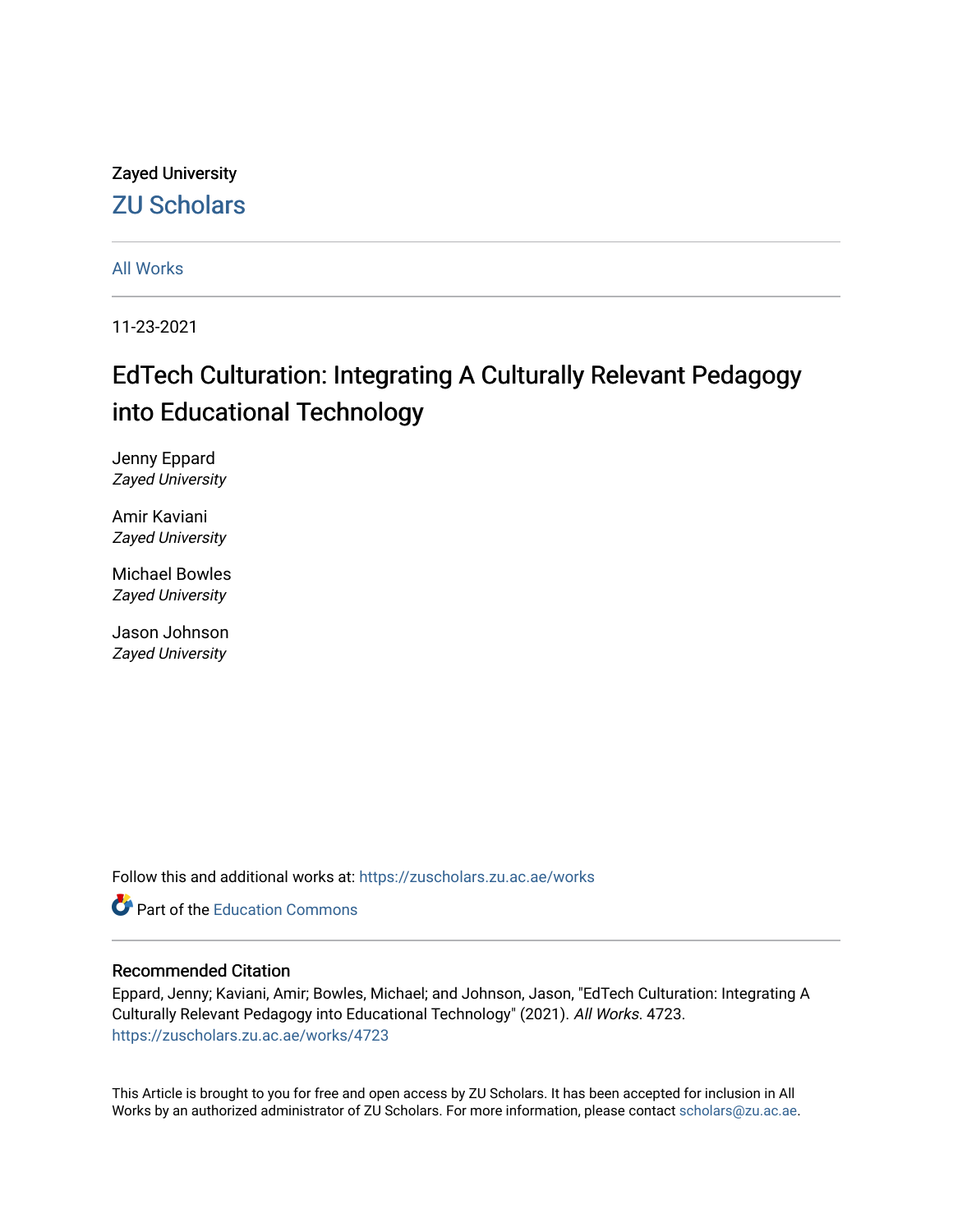Zayed University

ZU Scholars

All Works

11-23-2021

# EdTech Culturation: Integrating A Culturally Relevant Pedagogy into Educational Technology

Jenny Eppard
*Zayed University*

Amir Kaviani
*Zayed University*

Michael Bowles
*Zayed University*

Jason Johnson
*Zayed University*

Follow this and additional works at: https://zuscholars.zu.ac.ae/works

Part of the Education Commons

## Recommended Citation

Eppard, Jenny; Kaviani, Amir; Bowles, Michael; and Johnson, Jason, "EdTech Culturation: Integrating A Culturally Relevant Pedagogy into Educational Technology" (2021). *All Works*. 4723.
https://zuscholars.zu.ac.ae/works/4723

This Article is brought to you for free and open access by ZU Scholars. It has been accepted for inclusion in All Works by an authorized administrator of ZU Scholars. For more information, please contact scholars@zu.ac.ae.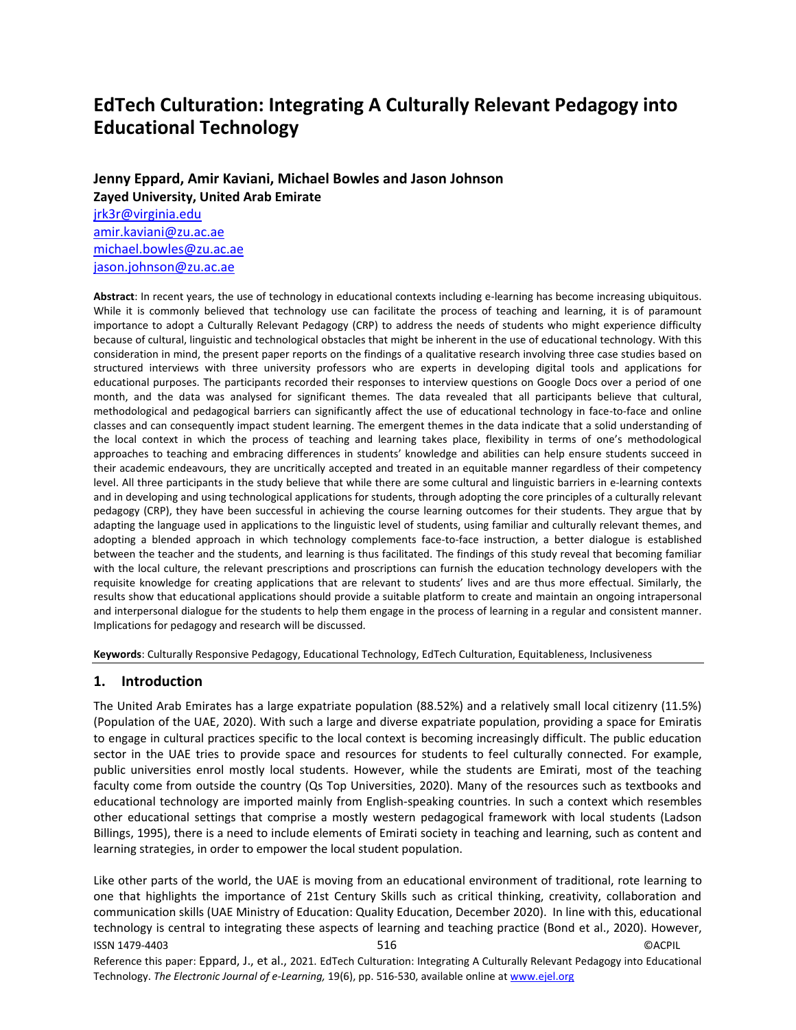# EdTech Culturation: Integrating A Culturally Relevant Pedagogy into Educational Technology

**Jenny Eppard, Amir Kaviani, Michael Bowles and Jason Johnson**
**Zayed University, United Arab Emirate**
jrk3r@virginia.edu
amir.kaviani@zu.ac.ae
michael.bowles@zu.ac.ae
jason.johnson@zu.ac.ae

**Abstract**: In recent years, the use of technology in educational contexts including e-learning has become increasing ubiquitous. While it is commonly believed that technology use can facilitate the process of teaching and learning, it is of paramount importance to adopt a Culturally Relevant Pedagogy (CRP) to address the needs of students who might experience difficulty because of cultural, linguistic and technological obstacles that might be inherent in the use of educational technology. With this consideration in mind, the present paper reports on the findings of a qualitative research involving three case studies based on structured interviews with three university professors who are experts in developing digital tools and applications for educational purposes. The participants recorded their responses to interview questions on Google Docs over a period of one month, and the data was analysed for significant themes. The data revealed that all participants believe that cultural, methodological and pedagogical barriers can significantly affect the use of educational technology in face-to-face and online classes and can consequently impact student learning. The emergent themes in the data indicate that a solid understanding of the local context in which the process of teaching and learning takes place, flexibility in terms of one's methodological approaches to teaching and embracing differences in students' knowledge and abilities can help ensure students succeed in their academic endeavours, they are uncritically accepted and treated in an equitable manner regardless of their competency level. All three participants in the study believe that while there are some cultural and linguistic barriers in e-learning contexts and in developing and using technological applications for students, through adopting the core principles of a culturally relevant pedagogy (CRP), they have been successful in achieving the course learning outcomes for their students. They argue that by adapting the language used in applications to the linguistic level of students, using familiar and culturally relevant themes, and adopting a blended approach in which technology complements face-to-face instruction, a better dialogue is established between the teacher and the students, and learning is thus facilitated. The findings of this study reveal that becoming familiar with the local culture, the relevant prescriptions and proscriptions can furnish the education technology developers with the requisite knowledge for creating applications that are relevant to students' lives and are thus more effectual. Similarly, the results show that educational applications should provide a suitable platform to create and maintain an ongoing intrapersonal and interpersonal dialogue for the students to help them engage in the process of learning in a regular and consistent manner. Implications for pedagogy and research will be discussed.

**Keywords**: Culturally Responsive Pedagogy, Educational Technology, EdTech Culturation, Equitableness, Inclusiveness

## 1. Introduction

The United Arab Emirates has a large expatriate population (88.52%) and a relatively small local citizenry (11.5%) (Population of the UAE, 2020). With such a large and diverse expatriate population, providing a space for Emiratis to engage in cultural practices specific to the local context is becoming increasingly difficult. The public education sector in the UAE tries to provide space and resources for students to feel culturally connected. For example, public universities enrol mostly local students. However, while the students are Emirati, most of the teaching faculty come from outside the country (Qs Top Universities, 2020). Many of the resources such as textbooks and educational technology are imported mainly from English-speaking countries. In such a context which resembles other educational settings that comprise a mostly western pedagogical framework with local students (Ladson Billings, 1995), there is a need to include elements of Emirati society in teaching and learning, such as content and learning strategies, in order to empower the local student population.

Like other parts of the world, the UAE is moving from an educational environment of traditional, rote learning to one that highlights the importance of 21st Century Skills such as critical thinking, creativity, collaboration and communication skills (UAE Ministry of Education: Quality Education, December 2020). In line with this, educational technology is central to integrating these aspects of learning and teaching practice (Bond et al., 2020). However,

Reference this paper: Eppard, J., et al., 2021. EdTech Culturation: Integrating A Culturally Relevant Pedagogy into Educational Technology. *The Electronic Journal of e-Learning,* 19(6), pp. 516-530, available online at www.ejel.org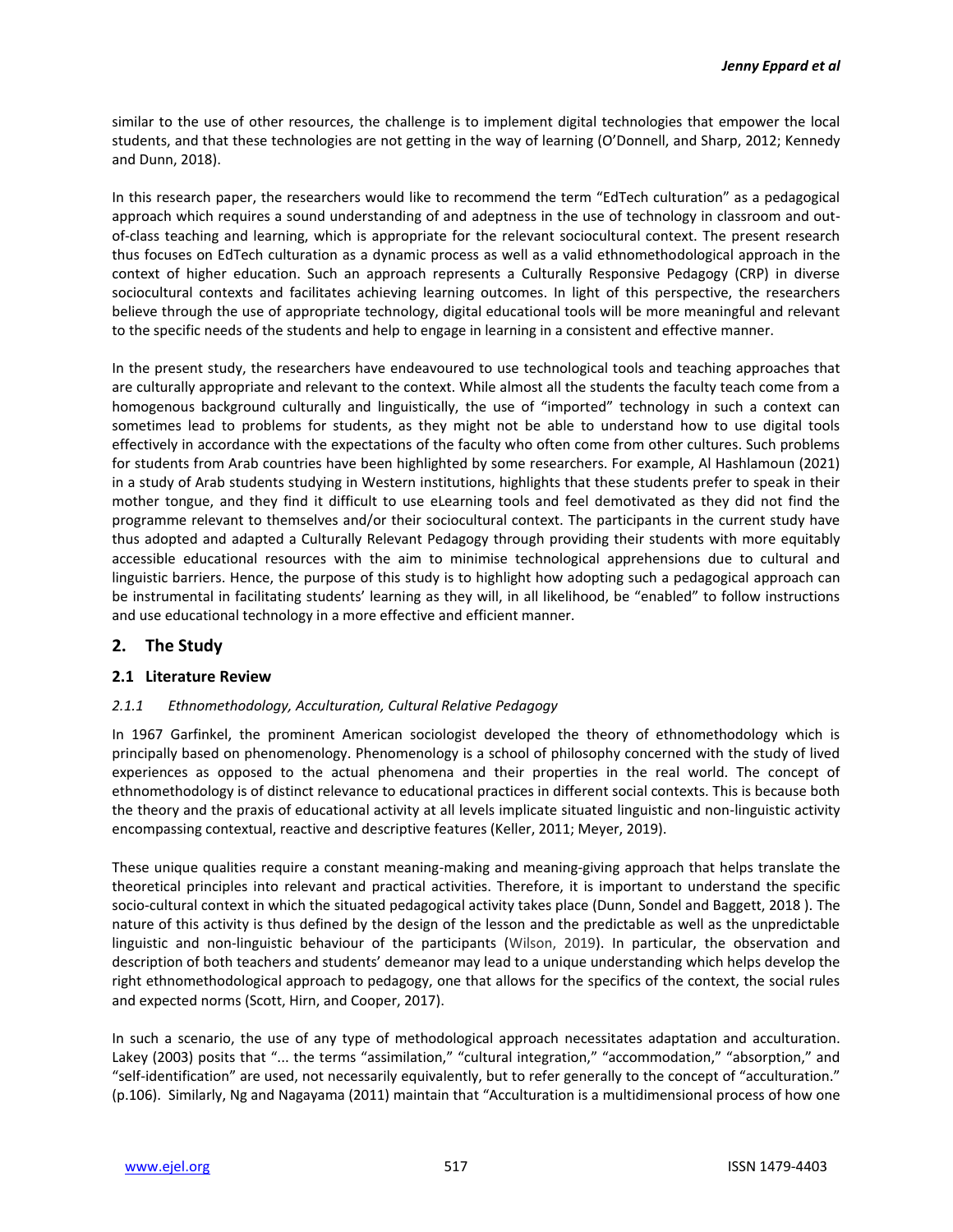similar to the use of other resources, the challenge is to implement digital technologies that empower the local students, and that these technologies are not getting in the way of learning (O'Donnell, and Sharp, 2012; Kennedy and Dunn, 2018).

In this research paper, the researchers would like to recommend the term "EdTech culturation" as a pedagogical approach which requires a sound understanding of and adeptness in the use of technology in classroom and out-of-class teaching and learning, which is appropriate for the relevant sociocultural context. The present research thus focuses on EdTech culturation as a dynamic process as well as a valid ethnomethodological approach in the context of higher education. Such an approach represents a Culturally Responsive Pedagogy (CRP) in diverse sociocultural contexts and facilitates achieving learning outcomes. In light of this perspective, the researchers believe through the use of appropriate technology, digital educational tools will be more meaningful and relevant to the specific needs of the students and help to engage in learning in a consistent and effective manner.

In the present study, the researchers have endeavoured to use technological tools and teaching approaches that are culturally appropriate and relevant to the context. While almost all the students the faculty teach come from a homogenous background culturally and linguistically, the use of "imported" technology in such a context can sometimes lead to problems for students, as they might not be able to understand how to use digital tools effectively in accordance with the expectations of the faculty who often come from other cultures. Such problems for students from Arab countries have been highlighted by some researchers. For example, Al Hashlamoun (2021) in a study of Arab students studying in Western institutions, highlights that these students prefer to speak in their mother tongue, and they find it difficult to use eLearning tools and feel demotivated as they did not find the programme relevant to themselves and/or their sociocultural context. The participants in the current study have thus adopted and adapted a Culturally Relevant Pedagogy through providing their students with more equitably accessible educational resources with the aim to minimise technological apprehensions due to cultural and linguistic barriers. Hence, the purpose of this study is to highlight how adopting such a pedagogical approach can be instrumental in facilitating students' learning as they will, in all likelihood, be "enabled" to follow instructions and use educational technology in a more effective and efficient manner.

## 2. The Study

### 2.1 Literature Review

#### *2.1.1 Ethnomethodology, Acculturation, Cultural Relative Pedagogy*

In 1967 Garfinkel, the prominent American sociologist developed the theory of ethnomethodology which is principally based on phenomenology. Phenomenology is a school of philosophy concerned with the study of lived experiences as opposed to the actual phenomena and their properties in the real world. The concept of ethnomethodology is of distinct relevance to educational practices in different social contexts. This is because both the theory and the praxis of educational activity at all levels implicate situated linguistic and non-linguistic activity encompassing contextual, reactive and descriptive features (Keller, 2011; Meyer, 2019).

These unique qualities require a constant meaning-making and meaning-giving approach that helps translate the theoretical principles into relevant and practical activities. Therefore, it is important to understand the specific socio-cultural context in which the situated pedagogical activity takes place (Dunn, Sondel and Baggett, 2018 ). The nature of this activity is thus defined by the design of the lesson and the predictable as well as the unpredictable linguistic and non-linguistic behaviour of the participants (Wilson, 2019). In particular, the observation and description of both teachers and students' demeanor may lead to a unique understanding which helps develop the right ethnomethodological approach to pedagogy, one that allows for the specifics of the context, the social rules and expected norms (Scott, Hirn, and Cooper, 2017).

In such a scenario, the use of any type of methodological approach necessitates adaptation and acculturation. Lakey (2003) posits that "... the terms "assimilation," "cultural integration," "accommodation," "absorption," and "self-identification" are used, not necessarily equivalently, but to refer generally to the concept of "acculturation." (p.106). Similarly, Ng and Nagayama (2011) maintain that "Acculturation is a multidimensional process of how one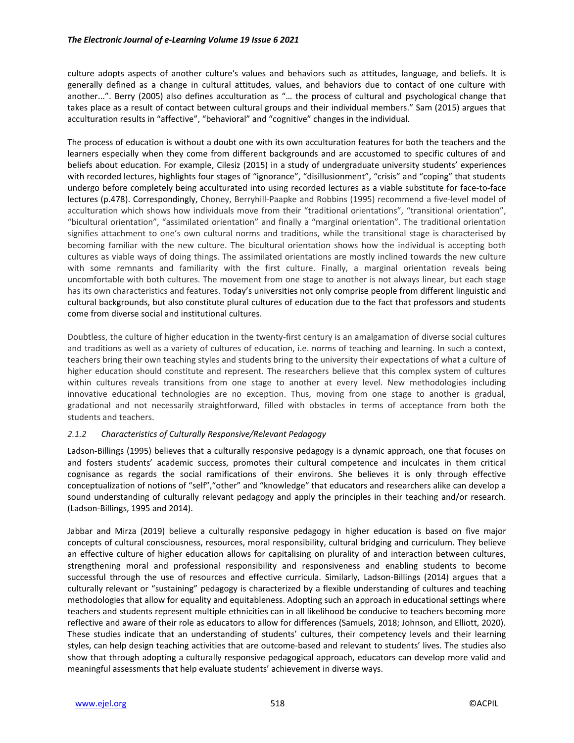culture adopts aspects of another culture's values and behaviors such as attitudes, language, and beliefs. It is generally defined as a change in cultural attitudes, values, and behaviors due to contact of one culture with another...". Berry (2005) also defines acculturation as "… the process of cultural and psychological change that takes place as a result of contact between cultural groups and their individual members." Sam (2015) argues that acculturation results in "affective", "behavioral" and "cognitive" changes in the individual.

The process of education is without a doubt one with its own acculturation features for both the teachers and the learners especially when they come from different backgrounds and are accustomed to specific cultures of and beliefs about education. For example, Cilesiz (2015) in a study of undergraduate university students' experiences with recorded lectures, highlights four stages of "ignorance", "disillusionment", "crisis" and "coping" that students undergo before completely being acculturated into using recorded lectures as a viable substitute for face-to-face lectures (p.478). Correspondingly, Choney, Berryhill-Paapke and Robbins (1995) recommend a five-level model of acculturation which shows how individuals move from their "traditional orientations", "transitional orientation", "bicultural orientation", "assimilated orientation" and finally a "marginal orientation". The traditional orientation signifies attachment to one's own cultural norms and traditions, while the transitional stage is characterised by becoming familiar with the new culture. The bicultural orientation shows how the individual is accepting both cultures as viable ways of doing things. The assimilated orientations are mostly inclined towards the new culture with some remnants and familiarity with the first culture. Finally, a marginal orientation reveals being uncomfortable with both cultures. The movement from one stage to another is not always linear, but each stage has its own characteristics and features. Today's universities not only comprise people from different linguistic and cultural backgrounds, but also constitute plural cultures of education due to the fact that professors and students come from diverse social and institutional cultures.

Doubtless, the culture of higher education in the twenty-first century is an amalgamation of diverse social cultures and traditions as well as a variety of cultures of education, i.e. norms of teaching and learning. In such a context, teachers bring their own teaching styles and students bring to the university their expectations of what a culture of higher education should constitute and represent. The researchers believe that this complex system of cultures within cultures reveals transitions from one stage to another at every level. New methodologies including innovative educational technologies are no exception. Thus, moving from one stage to another is gradual, gradational and not necessarily straightforward, filled with obstacles in terms of acceptance from both the students and teachers.

#### *2.1.2 Characteristics of Culturally Responsive/Relevant Pedagogy*

Ladson-Billings (1995) believes that a culturally responsive pedagogy is a dynamic approach, one that focuses on and fosters students' academic success, promotes their cultural competence and inculcates in them critical cognisance as regards the social ramifications of their environs. She believes it is only through effective conceptualization of notions of "self","other" and "knowledge" that educators and researchers alike can develop a sound understanding of culturally relevant pedagogy and apply the principles in their teaching and/or research. (Ladson-Billings, 1995 and 2014).

Jabbar and Mirza (2019) believe a culturally responsive pedagogy in higher education is based on five major concepts of cultural consciousness, resources, moral responsibility, cultural bridging and curriculum. They believe an effective culture of higher education allows for capitalising on plurality of and interaction between cultures, strengthening moral and professional responsibility and responsiveness and enabling students to become successful through the use of resources and effective curricula. Similarly, Ladson-Billings (2014) argues that a culturally relevant or "sustaining" pedagogy is characterized by a flexible understanding of cultures and teaching methodologies that allow for equality and equitableness. Adopting such an approach in educational settings where teachers and students represent multiple ethnicities can in all likelihood be conducive to teachers becoming more reflective and aware of their role as educators to allow for differences (Samuels, 2018; Johnson, and Elliott, 2020). These studies indicate that an understanding of students' cultures, their competency levels and their learning styles, can help design teaching activities that are outcome-based and relevant to students' lives. The studies also show that through adopting a culturally responsive pedagogical approach, educators can develop more valid and meaningful assessments that help evaluate students' achievement in diverse ways.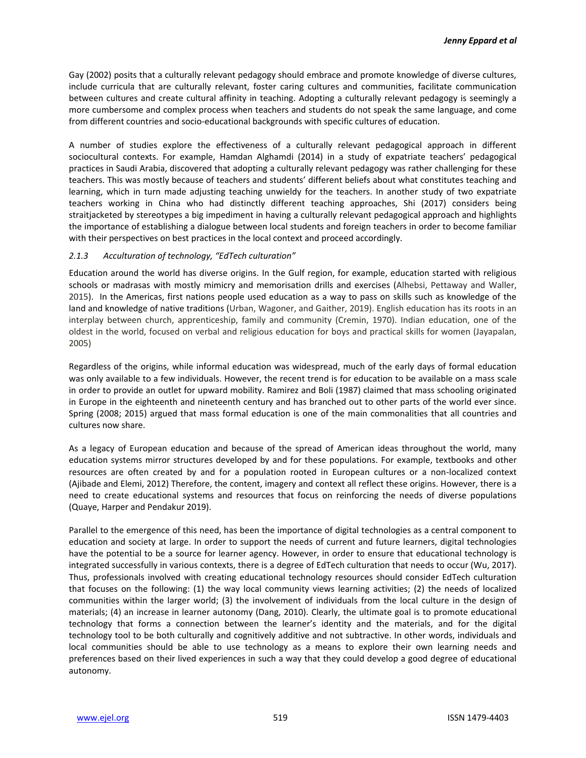Gay (2002) posits that a culturally relevant pedagogy should embrace and promote knowledge of diverse cultures, include curricula that are culturally relevant, foster caring cultures and communities, facilitate communication between cultures and create cultural affinity in teaching. Adopting a culturally relevant pedagogy is seemingly a more cumbersome and complex process when teachers and students do not speak the same language, and come from different countries and socio-educational backgrounds with specific cultures of education.

A number of studies explore the effectiveness of a culturally relevant pedagogical approach in different sociocultural contexts. For example, Hamdan Alghamdi (2014) in a study of expatriate teachers' pedagogical practices in Saudi Arabia, discovered that adopting a culturally relevant pedagogy was rather challenging for these teachers. This was mostly because of teachers and students' different beliefs about what constitutes teaching and learning, which in turn made adjusting teaching unwieldy for the teachers. In another study of two expatriate teachers working in China who had distinctly different teaching approaches, Shi (2017) considers being straitjacketed by stereotypes a big impediment in having a culturally relevant pedagogical approach and highlights the importance of establishing a dialogue between local students and foreign teachers in order to become familiar with their perspectives on best practices in the local context and proceed accordingly.

#### *2.1.3 Acculturation of technology, "EdTech culturation"*

Education around the world has diverse origins. In the Gulf region, for example, education started with religious schools or madrasas with mostly mimicry and memorisation drills and exercises (Alhebsi, Pettaway and Waller, 2015). In the Americas, first nations people used education as a way to pass on skills such as knowledge of the land and knowledge of native traditions (Urban, Wagoner, and Gaither, 2019). English education has its roots in an interplay between church, apprenticeship, family and community (Cremin, 1970). Indian education, one of the oldest in the world, focused on verbal and religious education for boys and practical skills for women (Jayapalan, 2005)

Regardless of the origins, while informal education was widespread, much of the early days of formal education was only available to a few individuals. However, the recent trend is for education to be available on a mass scale in order to provide an outlet for upward mobility. Ramirez and Boli (1987) claimed that mass schooling originated in Europe in the eighteenth and nineteenth century and has branched out to other parts of the world ever since. Spring (2008; 2015) argued that mass formal education is one of the main commonalities that all countries and cultures now share.

As a legacy of European education and because of the spread of American ideas throughout the world, many education systems mirror structures developed by and for these populations. For example, textbooks and other resources are often created by and for a population rooted in European cultures or a non-localized context (Ajibade and Elemi, 2012) Therefore, the content, imagery and context all reflect these origins. However, there is a need to create educational systems and resources that focus on reinforcing the needs of diverse populations (Quaye, Harper and Pendakur 2019).

Parallel to the emergence of this need, has been the importance of digital technologies as a central component to education and society at large. In order to support the needs of current and future learners, digital technologies have the potential to be a source for learner agency. However, in order to ensure that educational technology is integrated successfully in various contexts, there is a degree of EdTech culturation that needs to occur (Wu, 2017). Thus, professionals involved with creating educational technology resources should consider EdTech culturation that focuses on the following: (1) the way local community views learning activities; (2) the needs of localized communities within the larger world; (3) the involvement of individuals from the local culture in the design of materials; (4) an increase in learner autonomy (Dang, 2010). Clearly, the ultimate goal is to promote educational technology that forms a connection between the learner's identity and the materials, and for the digital technology tool to be both culturally and cognitively additive and not subtractive. In other words, individuals and local communities should be able to use technology as a means to explore their own learning needs and preferences based on their lived experiences in such a way that they could develop a good degree of educational autonomy.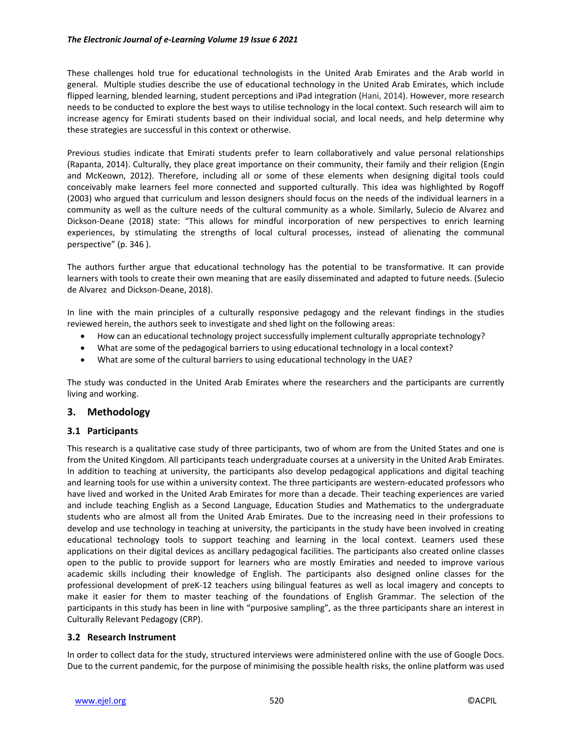These challenges hold true for educational technologists in the United Arab Emirates and the Arab world in general. Multiple studies describe the use of educational technology in the United Arab Emirates, which include flipped learning, blended learning, student perceptions and iPad integration (Hani, 2014). However, more research needs to be conducted to explore the best ways to utilise technology in the local context. Such research will aim to increase agency for Emirati students based on their individual social, and local needs, and help determine why these strategies are successful in this context or otherwise.

Previous studies indicate that Emirati students prefer to learn collaboratively and value personal relationships (Rapanta, 2014). Culturally, they place great importance on their community, their family and their religion (Engin and McKeown, 2012). Therefore, including all or some of these elements when designing digital tools could conceivably make learners feel more connected and supported culturally. This idea was highlighted by Rogoff (2003) who argued that curriculum and lesson designers should focus on the needs of the individual learners in a community as well as the culture needs of the cultural community as a whole. Similarly, Sulecio de Alvarez and Dickson-Deane (2018) state: "This allows for mindful incorporation of new perspectives to enrich learning experiences, by stimulating the strengths of local cultural processes, instead of alienating the communal perspective" (p. 346 ).

The authors further argue that educational technology has the potential to be transformative. It can provide learners with tools to create their own meaning that are easily disseminated and adapted to future needs. (Sulecio de Alvarez and Dickson-Deane, 2018).

In line with the main principles of a culturally responsive pedagogy and the relevant findings in the studies reviewed herein, the authors seek to investigate and shed light on the following areas:

- How can an educational technology project successfully implement culturally appropriate technology?
- What are some of the pedagogical barriers to using educational technology in a local context?
- What are some of the cultural barriers to using educational technology in the UAE?

The study was conducted in the United Arab Emirates where the researchers and the participants are currently living and working.

## 3. Methodology

### 3.1 Participants

This research is a qualitative case study of three participants, two of whom are from the United States and one is from the United Kingdom. All participants teach undergraduate courses at a university in the United Arab Emirates. In addition to teaching at university, the participants also develop pedagogical applications and digital teaching and learning tools for use within a university context. The three participants are western-educated professors who have lived and worked in the United Arab Emirates for more than a decade. Their teaching experiences are varied and include teaching English as a Second Language, Education Studies and Mathematics to the undergraduate students who are almost all from the United Arab Emirates. Due to the increasing need in their professions to develop and use technology in teaching at university, the participants in the study have been involved in creating educational technology tools to support teaching and learning in the local context. Learners used these applications on their digital devices as ancillary pedagogical facilities. The participants also created online classes open to the public to provide support for learners who are mostly Emiraties and needed to improve various academic skills including their knowledge of English. The participants also designed online classes for the professional development of preK-12 teachers using bilingual features as well as local imagery and concepts to make it easier for them to master teaching of the foundations of English Grammar. The selection of the participants in this study has been in line with "purposive sampling", as the three participants share an interest in Culturally Relevant Pedagogy (CRP).

### 3.2 Research Instrument

In order to collect data for the study, structured interviews were administered online with the use of Google Docs. Due to the current pandemic, for the purpose of minimising the possible health risks, the online platform was used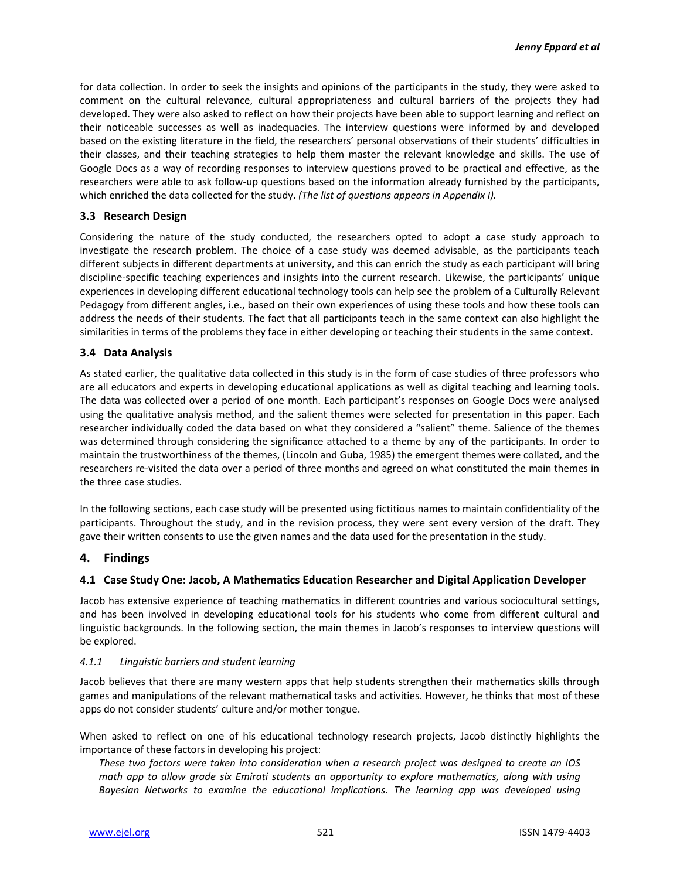for data collection. In order to seek the insights and opinions of the participants in the study, they were asked to comment on the cultural relevance, cultural appropriateness and cultural barriers of the projects they had developed. They were also asked to reflect on how their projects have been able to support learning and reflect on their noticeable successes as well as inadequacies. The interview questions were informed by and developed based on the existing literature in the field, the researchers' personal observations of their students' difficulties in their classes, and their teaching strategies to help them master the relevant knowledge and skills. The use of Google Docs as a way of recording responses to interview questions proved to be practical and effective, as the researchers were able to ask follow-up questions based on the information already furnished by the participants, which enriched the data collected for the study. *(The list of questions appears in Appendix I).*

### 3.3 Research Design

Considering the nature of the study conducted, the researchers opted to adopt a case study approach to investigate the research problem. The choice of a case study was deemed advisable, as the participants teach different subjects in different departments at university, and this can enrich the study as each participant will bring discipline-specific teaching experiences and insights into the current research. Likewise, the participants' unique experiences in developing different educational technology tools can help see the problem of a Culturally Relevant Pedagogy from different angles, i.e., based on their own experiences of using these tools and how these tools can address the needs of their students. The fact that all participants teach in the same context can also highlight the similarities in terms of the problems they face in either developing or teaching their students in the same context.

### 3.4 Data Analysis

As stated earlier, the qualitative data collected in this study is in the form of case studies of three professors who are all educators and experts in developing educational applications as well as digital teaching and learning tools. The data was collected over a period of one month. Each participant's responses on Google Docs were analysed using the qualitative analysis method, and the salient themes were selected for presentation in this paper. Each researcher individually coded the data based on what they considered a "salient" theme. Salience of the themes was determined through considering the significance attached to a theme by any of the participants. In order to maintain the trustworthiness of the themes, (Lincoln and Guba, 1985) the emergent themes were collated, and the researchers re-visited the data over a period of three months and agreed on what constituted the main themes in the three case studies.

In the following sections, each case study will be presented using fictitious names to maintain confidentiality of the participants. Throughout the study, and in the revision process, they were sent every version of the draft. They gave their written consents to use the given names and the data used for the presentation in the study.

## 4. Findings

### 4.1 Case Study One: Jacob, A Mathematics Education Researcher and Digital Application Developer

Jacob has extensive experience of teaching mathematics in different countries and various sociocultural settings, and has been involved in developing educational tools for his students who come from different cultural and linguistic backgrounds. In the following section, the main themes in Jacob's responses to interview questions will be explored.

#### *4.1.1 Linguistic barriers and student learning*

Jacob believes that there are many western apps that help students strengthen their mathematics skills through games and manipulations of the relevant mathematical tasks and activities. However, he thinks that most of these apps do not consider students' culture and/or mother tongue.

When asked to reflect on one of his educational technology research projects, Jacob distinctly highlights the importance of these factors in developing his project:

> *These two factors were taken into consideration when a research project was designed to create an IOS math app to allow grade six Emirati students an opportunity to explore mathematics, along with using Bayesian Networks to examine the educational implications. The learning app was developed using*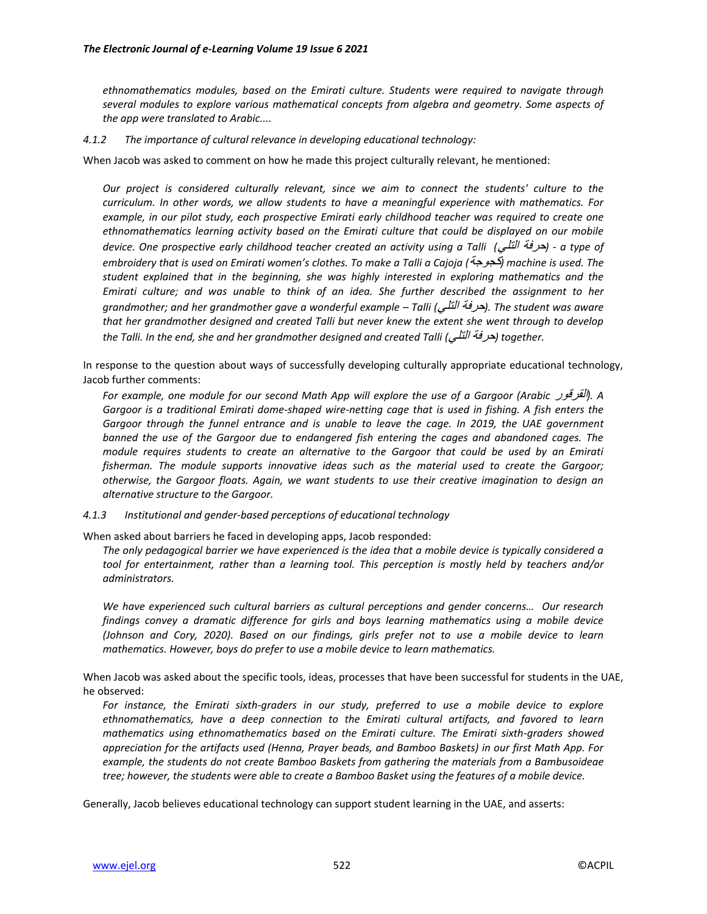*ethnomathematics modules, based on the Emirati culture. Students were required to navigate through several modules to explore various mathematical concepts from algebra and geometry. Some aspects of the app were translated to Arabic....*

#### *4.1.2 The importance of cultural relevance in developing educational technology:*

When Jacob was asked to comment on how he made this project culturally relevant, he mentioned:

> *Our project is considered culturally relevant, since we aim to connect the students' culture to the curriculum. In other words, we allow students to have a meaningful experience with mathematics. For example, in our pilot study, each prospective Emirati early childhood teacher was required to create one ethnomathematics learning activity based on the Emirati culture that could be displayed on our mobile device. One prospective early childhood teacher created an activity using a Talli (حرفة التّلي) - a type of embroidery that is used on Emirati women's clothes. To make a Talli a Cajoja (كجوجة) machine is used. The student explained that in the beginning, she was highly interested in exploring mathematics and the Emirati culture; and was unable to think of an idea. She further described the assignment to her grandmother; and her grandmother gave a wonderful example – Talli (حرفة التّلي). The student was aware that her grandmother designed and created Talli but never knew the extent she went through to develop the Talli. In the end, she and her grandmother designed and created Talli (حرفة التّلي) together.*

In response to the question about ways of successfully developing culturally appropriate educational technology, Jacob further comments:

> *For example, one module for our second Math App will explore the use of a Gargoor (Arabic القرقور). A Gargoor is a traditional Emirati dome-shaped wire-netting cage that is used in fishing. A fish enters the Gargoor through the funnel entrance and is unable to leave the cage. In 2019, the UAE government banned the use of the Gargoor due to endangered fish entering the cages and abandoned cages. The module requires students to create an alternative to the Gargoor that could be used by an Emirati fisherman. The module supports innovative ideas such as the material used to create the Gargoor; otherwise, the Gargoor floats. Again, we want students to use their creative imagination to design an alternative structure to the Gargoor.*

#### *4.1.3 Institutional and gender-based perceptions of educational technology*

When asked about barriers he faced in developing apps, Jacob responded:

> *The only pedagogical barrier we have experienced is the idea that a mobile device is typically considered a tool for entertainment, rather than a learning tool. This perception is mostly held by teachers and/or administrators.*
>
> *We have experienced such cultural barriers as cultural perceptions and gender concerns… Our research findings convey a dramatic difference for girls and boys learning mathematics using a mobile device (Johnson and Cory, 2020). Based on our findings, girls prefer not to use a mobile device to learn mathematics. However, boys do prefer to use a mobile device to learn mathematics.*

When Jacob was asked about the specific tools, ideas, processes that have been successful for students in the UAE, he observed:

> *For instance, the Emirati sixth-graders in our study, preferred to use a mobile device to explore ethnomathematics, have a deep connection to the Emirati cultural artifacts, and favored to learn mathematics using ethnomathematics based on the Emirati culture. The Emirati sixth-graders showed appreciation for the artifacts used (Henna, Prayer beads, and Bamboo Baskets) in our first Math App. For example, the students do not create Bamboo Baskets from gathering the materials from a Bambusoideae tree; however, the students were able to create a Bamboo Basket using the features of a mobile device.*

Generally, Jacob believes educational technology can support student learning in the UAE, and asserts: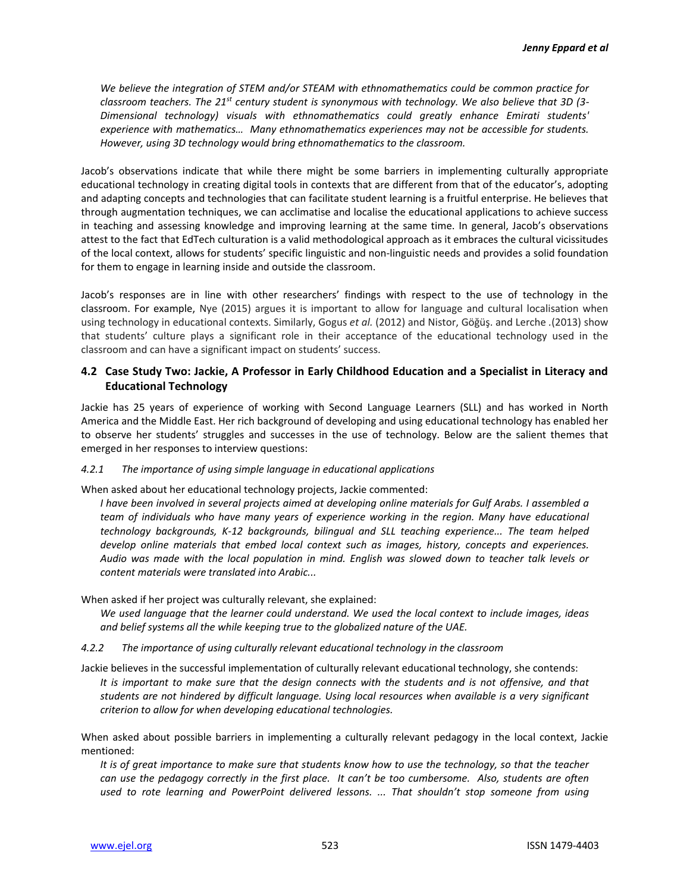*We believe the integration of STEM and/or STEAM with ethnomathematics could be common practice for classroom teachers. The 21st century student is synonymous with technology. We also believe that 3D (3-Dimensional technology) visuals with ethnomathematics could greatly enhance Emirati students' experience with mathematics… Many ethnomathematics experiences may not be accessible for students. However, using 3D technology would bring ethnomathematics to the classroom.*

Jacob's observations indicate that while there might be some barriers in implementing culturally appropriate educational technology in creating digital tools in contexts that are different from that of the educator's, adopting and adapting concepts and technologies that can facilitate student learning is a fruitful enterprise. He believes that through augmentation techniques, we can acclimatise and localise the educational applications to achieve success in teaching and assessing knowledge and improving learning at the same time. In general, Jacob's observations attest to the fact that EdTech culturation is a valid methodological approach as it embraces the cultural vicissitudes of the local context, allows for students' specific linguistic and non-linguistic needs and provides a solid foundation for them to engage in learning inside and outside the classroom.

Jacob's responses are in line with other researchers' findings with respect to the use of technology in the classroom. For example, Nye (2015) argues it is important to allow for language and cultural localisation when using technology in educational contexts. Similarly, Gogus *et al.* (2012) and Nistor, Göğüş. and Lerche .(2013) show that students' culture plays a significant role in their acceptance of the educational technology used in the classroom and can have a significant impact on students' success.

### 4.2 Case Study Two: Jackie, A Professor in Early Childhood Education and a Specialist in Literacy and Educational Technology

Jackie has 25 years of experience of working with Second Language Learners (SLL) and has worked in North America and the Middle East. Her rich background of developing and using educational technology has enabled her to observe her students' struggles and successes in the use of technology. Below are the salient themes that emerged in her responses to interview questions:

#### *4.2.1 The importance of using simple language in educational applications*

When asked about her educational technology projects, Jackie commented:

*I have been involved in several projects aimed at developing online materials for Gulf Arabs. I assembled a team of individuals who have many years of experience working in the region. Many have educational technology backgrounds, K-12 backgrounds, bilingual and SLL teaching experience... The team helped develop online materials that embed local context such as images, history, concepts and experiences. Audio was made with the local population in mind. English was slowed down to teacher talk levels or content materials were translated into Arabic...*

When asked if her project was culturally relevant, she explained:

*We used language that the learner could understand. We used the local context to include images, ideas and belief systems all the while keeping true to the globalized nature of the UAE.*

#### *4.2.2 The importance of using culturally relevant educational technology in the classroom*

Jackie believes in the successful implementation of culturally relevant educational technology, she contends:

*It is important to make sure that the design connects with the students and is not offensive, and that students are not hindered by difficult language. Using local resources when available is a very significant criterion to allow for when developing educational technologies.*

When asked about possible barriers in implementing a culturally relevant pedagogy in the local context, Jackie mentioned:

*It is of great importance to make sure that students know how to use the technology, so that the teacher can use the pedagogy correctly in the first place. It can't be too cumbersome. Also, students are often used to rote learning and PowerPoint delivered lessons. ... That shouldn't stop someone from using*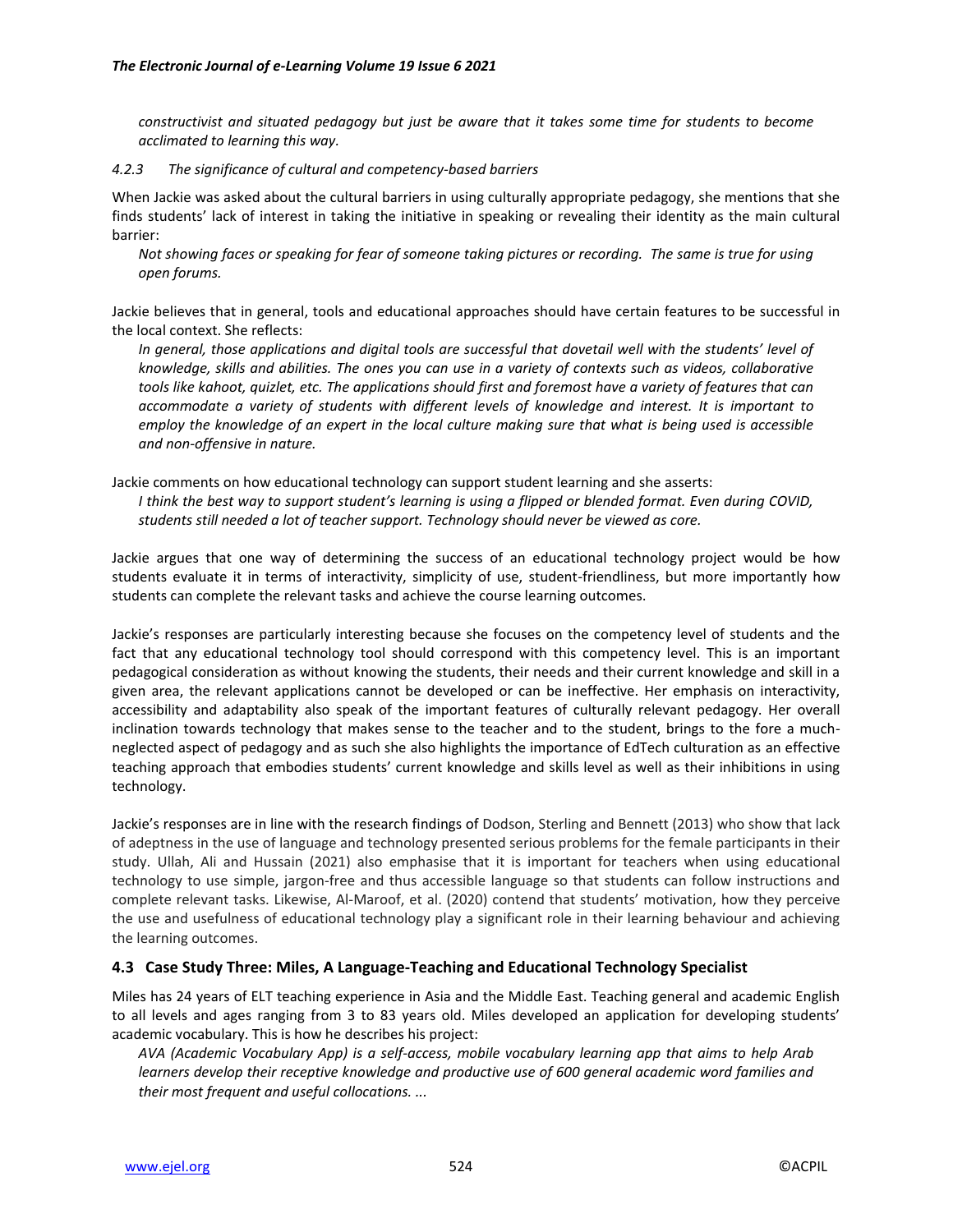*constructivist and situated pedagogy but just be aware that it takes some time for students to become acclimated to learning this way.*

#### *4.2.3 The significance of cultural and competency-based barriers*

When Jackie was asked about the cultural barriers in using culturally appropriate pedagogy, she mentions that she finds students' lack of interest in taking the initiative in speaking or revealing their identity as the main cultural barrier:

> *Not showing faces or speaking for fear of someone taking pictures or recording. The same is true for using open forums.*

Jackie believes that in general, tools and educational approaches should have certain features to be successful in the local context. She reflects:

> *In general, those applications and digital tools are successful that dovetail well with the students' level of knowledge, skills and abilities. The ones you can use in a variety of contexts such as videos, collaborative tools like kahoot, quizlet, etc. The applications should first and foremost have a variety of features that can accommodate a variety of students with different levels of knowledge and interest. It is important to employ the knowledge of an expert in the local culture making sure that what is being used is accessible and non-offensive in nature.*

Jackie comments on how educational technology can support student learning and she asserts:

> *I think the best way to support student's learning is using a flipped or blended format. Even during COVID, students still needed a lot of teacher support. Technology should never be viewed as core.*

Jackie argues that one way of determining the success of an educational technology project would be how students evaluate it in terms of interactivity, simplicity of use, student-friendliness, but more importantly how students can complete the relevant tasks and achieve the course learning outcomes.

Jackie's responses are particularly interesting because she focuses on the competency level of students and the fact that any educational technology tool should correspond with this competency level. This is an important pedagogical consideration as without knowing the students, their needs and their current knowledge and skill in a given area, the relevant applications cannot be developed or can be ineffective. Her emphasis on interactivity, accessibility and adaptability also speak of the important features of culturally relevant pedagogy. Her overall inclination towards technology that makes sense to the teacher and to the student, brings to the fore a much-neglected aspect of pedagogy and as such she also highlights the importance of EdTech culturation as an effective teaching approach that embodies students' current knowledge and skills level as well as their inhibitions in using technology.

Jackie's responses are in line with the research findings of Dodson, Sterling and Bennett (2013) who show that lack of adeptness in the use of language and technology presented serious problems for the female participants in their study. Ullah, Ali and Hussain (2021) also emphasise that it is important for teachers when using educational technology to use simple, jargon-free and thus accessible language so that students can follow instructions and complete relevant tasks. Likewise, Al-Maroof, et al. (2020) contend that students' motivation, how they perceive the use and usefulness of educational technology play a significant role in their learning behaviour and achieving the learning outcomes.

### 4.3 Case Study Three: Miles, A Language-Teaching and Educational Technology Specialist

Miles has 24 years of ELT teaching experience in Asia and the Middle East. Teaching general and academic English to all levels and ages ranging from 3 to 83 years old. Miles developed an application for developing students' academic vocabulary. This is how he describes his project:

> *AVA (Academic Vocabulary App) is a self-access, mobile vocabulary learning app that aims to help Arab learners develop their receptive knowledge and productive use of 600 general academic word families and their most frequent and useful collocations. ...*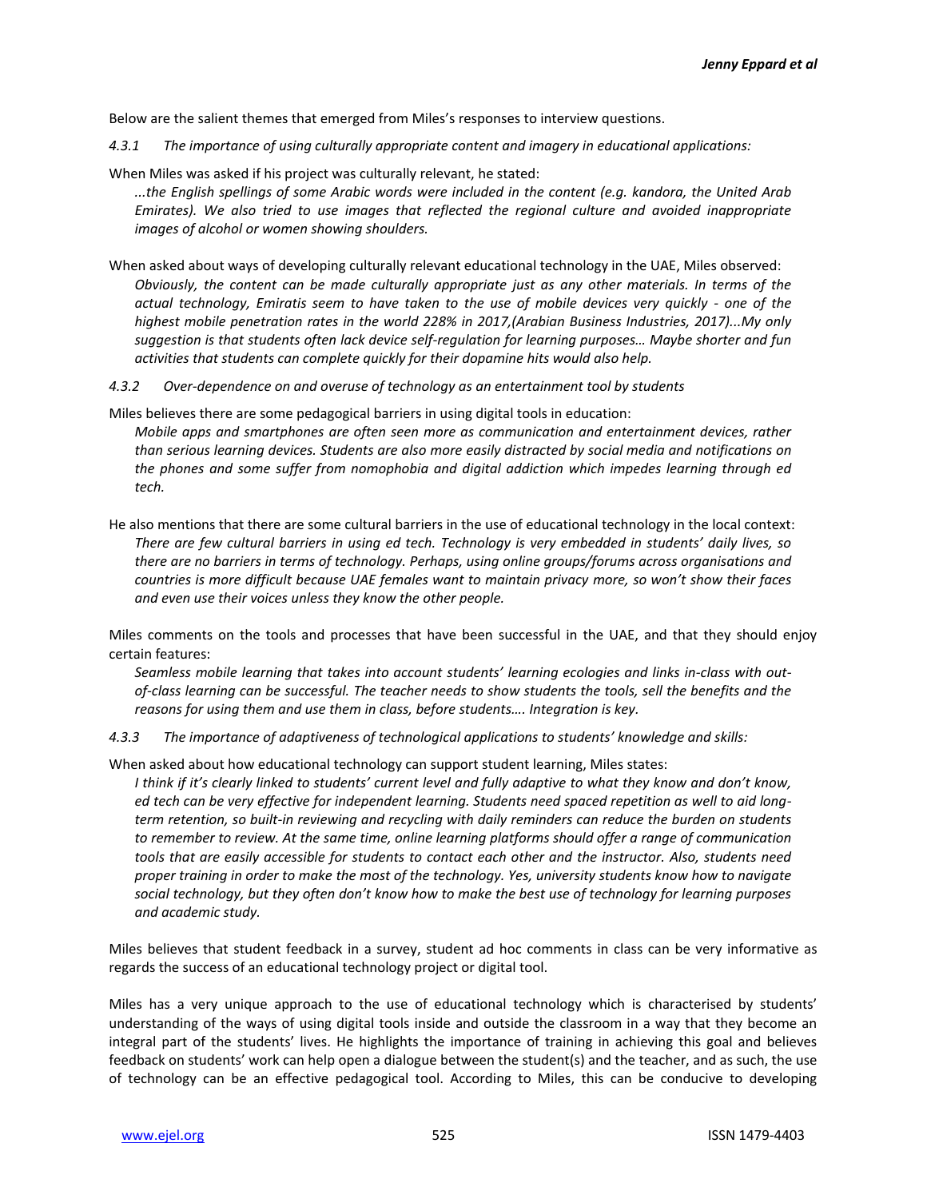Below are the salient themes that emerged from Miles's responses to interview questions.

#### *4.3.1 The importance of using culturally appropriate content and imagery in educational applications:*

When Miles was asked if his project was culturally relevant, he stated:

> *...the English spellings of some Arabic words were included in the content (e.g. kandora, the United Arab Emirates). We also tried to use images that reflected the regional culture and avoided inappropriate images of alcohol or women showing shoulders.*

When asked about ways of developing culturally relevant educational technology in the UAE, Miles observed:

> *Obviously, the content can be made culturally appropriate just as any other materials. In terms of the actual technology, Emiratis seem to have taken to the use of mobile devices very quickly - one of the highest mobile penetration rates in the world 228% in 2017,(Arabian Business Industries, 2017)...My only suggestion is that students often lack device self-regulation for learning purposes… Maybe shorter and fun activities that students can complete quickly for their dopamine hits would also help.*

#### *4.3.2 Over-dependence on and overuse of technology as an entertainment tool by students*

Miles believes there are some pedagogical barriers in using digital tools in education:

> *Mobile apps and smartphones are often seen more as communication and entertainment devices, rather than serious learning devices. Students are also more easily distracted by social media and notifications on the phones and some suffer from nomophobia and digital addiction which impedes learning through ed tech.*

He also mentions that there are some cultural barriers in the use of educational technology in the local context:

> *There are few cultural barriers in using ed tech. Technology is very embedded in students' daily lives, so there are no barriers in terms of technology. Perhaps, using online groups/forums across organisations and countries is more difficult because UAE females want to maintain privacy more, so won't show their faces and even use their voices unless they know the other people.*

Miles comments on the tools and processes that have been successful in the UAE, and that they should enjoy certain features:

> *Seamless mobile learning that takes into account students' learning ecologies and links in-class with out-of-class learning can be successful. The teacher needs to show students the tools, sell the benefits and the reasons for using them and use them in class, before students…. Integration is key.*

#### *4.3.3 The importance of adaptiveness of technological applications to students' knowledge and skills:*

When asked about how educational technology can support student learning, Miles states:

> *I think if it's clearly linked to students' current level and fully adaptive to what they know and don't know, ed tech can be very effective for independent learning. Students need spaced repetition as well to aid long-term retention, so built-in reviewing and recycling with daily reminders can reduce the burden on students to remember to review. At the same time, online learning platforms should offer a range of communication tools that are easily accessible for students to contact each other and the instructor. Also, students need proper training in order to make the most of the technology. Yes, university students know how to navigate social technology, but they often don't know how to make the best use of technology for learning purposes and academic study.*

Miles believes that student feedback in a survey, student ad hoc comments in class can be very informative as regards the success of an educational technology project or digital tool.

Miles has a very unique approach to the use of educational technology which is characterised by students' understanding of the ways of using digital tools inside and outside the classroom in a way that they become an integral part of the students' lives. He highlights the importance of training in achieving this goal and believes feedback on students' work can help open a dialogue between the student(s) and the teacher, and as such, the use of technology can be an effective pedagogical tool. According to Miles, this can be conducive to developing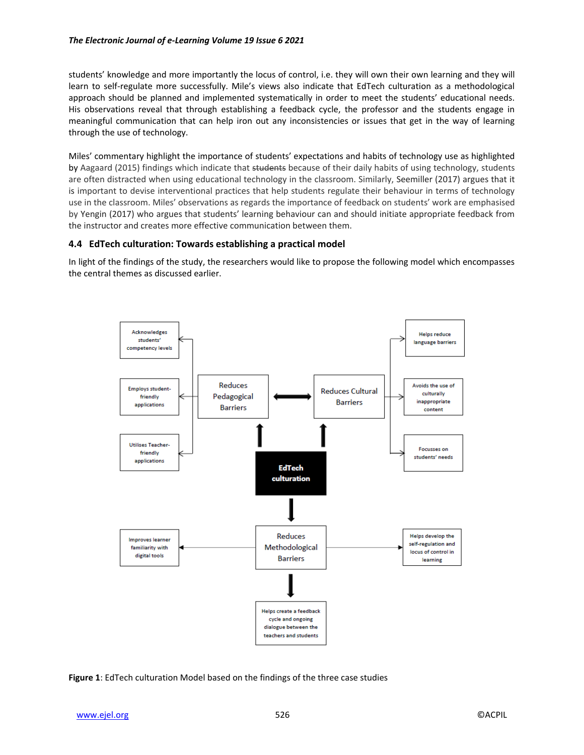students' knowledge and more importantly the locus of control, i.e. they will own their own learning and they will learn to self-regulate more successfully. Mile's views also indicate that EdTech culturation as a methodological approach should be planned and implemented systematically in order to meet the students' educational needs. His observations reveal that through establishing a feedback cycle, the professor and the students engage in meaningful communication that can help iron out any inconsistencies or issues that get in the way of learning through the use of technology.

Miles' commentary highlight the importance of students' expectations and habits of technology use as highlighted by Aagaard (2015) findings which indicate that ~~students~~ because of their daily habits of using technology, students are often distracted when using educational technology in the classroom. Similarly, Seemiller (2017) argues that it is important to devise interventional practices that help students regulate their behaviour in terms of technology use in the classroom. Miles' observations as regards the importance of feedback on students' work are emphasised by Yengin (2017) who argues that students' learning behaviour can and should initiate appropriate feedback from the instructor and creates more effective communication between them.

### 4.4 EdTech culturation: Towards establishing a practical model

In light of the findings of the study, the researchers would like to propose the following model which encompasses the central themes as discussed earlier.

- EdTech culturation
  - Reduces Pedagogical Barriers
    - Acknowledges students' competency levels
    - Employs student-friendly applications
    - Utilises Teacher-friendly applications
  - Reduces Cultural Barriers
    - Helps reduce language barriers
    - Avoids the use of culturally inappropriate content
    - Focusses on students' needs
  - Reduces Methodological Barriers
    - Improves learner familiarity with digital tools
    - Helps develop the self-regulation and locus of control in learning
    - Helps create a feedback cycle and ongoing dialogue between the teachers and students

**Figure 1**: EdTech culturation Model based on the findings of the three case studies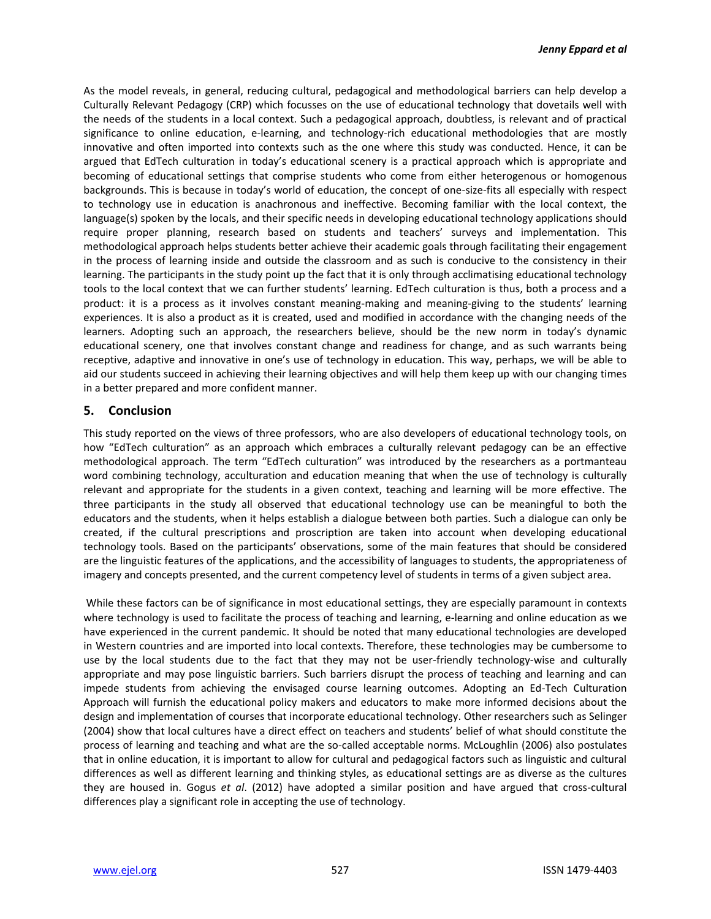As the model reveals, in general, reducing cultural, pedagogical and methodological barriers can help develop a Culturally Relevant Pedagogy (CRP) which focusses on the use of educational technology that dovetails well with the needs of the students in a local context. Such a pedagogical approach, doubtless, is relevant and of practical significance to online education, e-learning, and technology-rich educational methodologies that are mostly innovative and often imported into contexts such as the one where this study was conducted. Hence, it can be argued that EdTech culturation in today's educational scenery is a practical approach which is appropriate and becoming of educational settings that comprise students who come from either heterogenous or homogenous backgrounds. This is because in today's world of education, the concept of one-size-fits all especially with respect to technology use in education is anachronous and ineffective. Becoming familiar with the local context, the language(s) spoken by the locals, and their specific needs in developing educational technology applications should require proper planning, research based on students and teachers' surveys and implementation. This methodological approach helps students better achieve their academic goals through facilitating their engagement in the process of learning inside and outside the classroom and as such is conducive to the consistency in their learning. The participants in the study point up the fact that it is only through acclimatising educational technology tools to the local context that we can further students' learning. EdTech culturation is thus, both a process and a product: it is a process as it involves constant meaning-making and meaning-giving to the students' learning experiences. It is also a product as it is created, used and modified in accordance with the changing needs of the learners. Adopting such an approach, the researchers believe, should be the new norm in today's dynamic educational scenery, one that involves constant change and readiness for change, and as such warrants being receptive, adaptive and innovative in one's use of technology in education. This way, perhaps, we will be able to aid our students succeed in achieving their learning objectives and will help them keep up with our changing times in a better prepared and more confident manner.

## 5. Conclusion

This study reported on the views of three professors, who are also developers of educational technology tools, on how "EdTech culturation" as an approach which embraces a culturally relevant pedagogy can be an effective methodological approach. The term "EdTech culturation" was introduced by the researchers as a portmanteau word combining technology, acculturation and education meaning that when the use of technology is culturally relevant and appropriate for the students in a given context, teaching and learning will be more effective. The three participants in the study all observed that educational technology use can be meaningful to both the educators and the students, when it helps establish a dialogue between both parties. Such a dialogue can only be created, if the cultural prescriptions and proscription are taken into account when developing educational technology tools. Based on the participants' observations, some of the main features that should be considered are the linguistic features of the applications, and the accessibility of languages to students, the appropriateness of imagery and concepts presented, and the current competency level of students in terms of a given subject area.

While these factors can be of significance in most educational settings, they are especially paramount in contexts where technology is used to facilitate the process of teaching and learning, e-learning and online education as we have experienced in the current pandemic. It should be noted that many educational technologies are developed in Western countries and are imported into local contexts. Therefore, these technologies may be cumbersome to use by the local students due to the fact that they may not be user-friendly technology-wise and culturally appropriate and may pose linguistic barriers. Such barriers disrupt the process of teaching and learning and can impede students from achieving the envisaged course learning outcomes. Adopting an Ed-Tech Culturation Approach will furnish the educational policy makers and educators to make more informed decisions about the design and implementation of courses that incorporate educational technology. Other researchers such as Selinger (2004) show that local cultures have a direct effect on teachers and students' belief of what should constitute the process of learning and teaching and what are the so-called acceptable norms. McLoughlin (2006) also postulates that in online education, it is important to allow for cultural and pedagogical factors such as linguistic and cultural differences as well as different learning and thinking styles, as educational settings are as diverse as the cultures they are housed in. Gogus *et al*. (2012) have adopted a similar position and have argued that cross-cultural differences play a significant role in accepting the use of technology.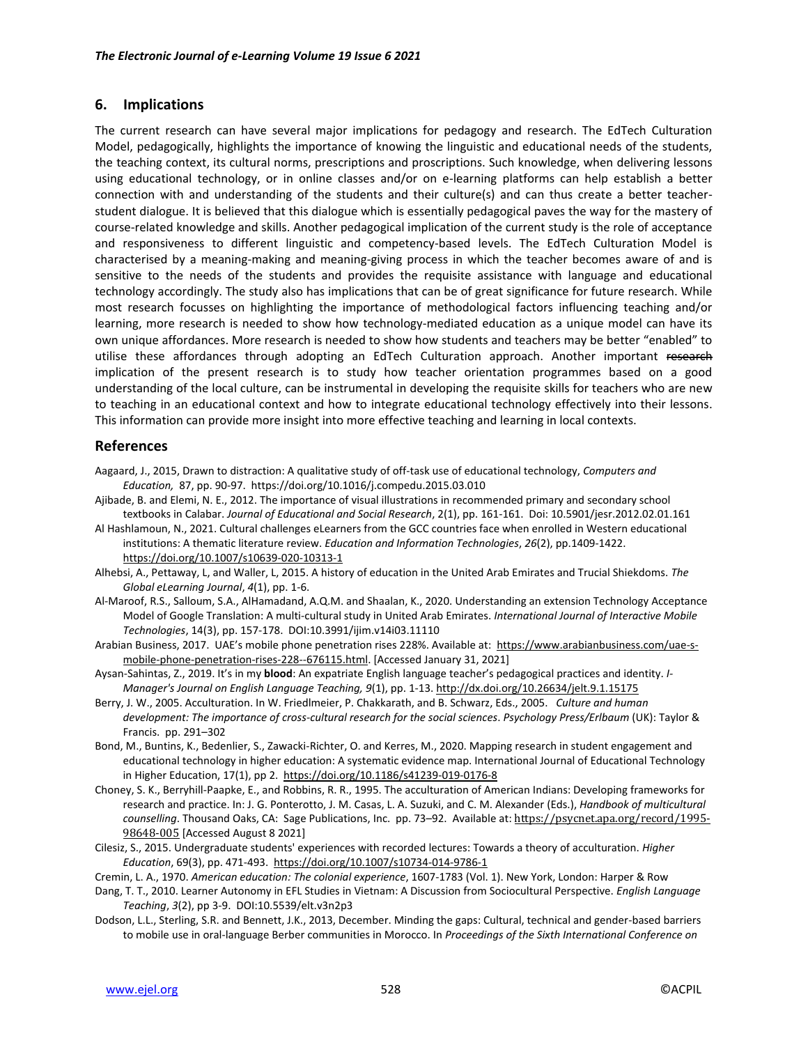## 6. Implications

The current research can have several major implications for pedagogy and research. The EdTech Culturation Model, pedagogically, highlights the importance of knowing the linguistic and educational needs of the students, the teaching context, its cultural norms, prescriptions and proscriptions. Such knowledge, when delivering lessons using educational technology, or in online classes and/or on e-learning platforms can help establish a better connection with and understanding of the students and their culture(s) and can thus create a better teacher-student dialogue. It is believed that this dialogue which is essentially pedagogical paves the way for the mastery of course-related knowledge and skills. Another pedagogical implication of the current study is the role of acceptance and responsiveness to different linguistic and competency-based levels. The EdTech Culturation Model is characterised by a meaning-making and meaning-giving process in which the teacher becomes aware of and is sensitive to the needs of the students and provides the requisite assistance with language and educational technology accordingly. The study also has implications that can be of great significance for future research. While most research focusses on highlighting the importance of methodological factors influencing teaching and/or learning, more research is needed to show how technology-mediated education as a unique model can have its own unique affordances. More research is needed to show how students and teachers may be better "enabled" to utilise these affordances through adopting an EdTech Culturation approach. Another important ~~research~~ implication of the present research is to study how teacher orientation programmes based on a good understanding of the local culture, can be instrumental in developing the requisite skills for teachers who are new to teaching in an educational context and how to integrate educational technology effectively into their lessons. This information can provide more insight into more effective teaching and learning in local contexts.

## References

Aagaard, J., 2015, Drawn to distraction: A qualitative study of off-task use of educational technology, *Computers and Education,* 87, pp. 90-97. https://doi.org/10.1016/j.compedu.2015.03.010

Ajibade, B. and Elemi, N. E., 2012. The importance of visual illustrations in recommended primary and secondary school textbooks in Calabar. *Journal of Educational and Social Research*, 2(1), pp. 161-161. Doi: 10.5901/jesr.2012.02.01.161

Al Hashlamoun, N., 2021. Cultural challenges eLearners from the GCC countries face when enrolled in Western educational institutions: A thematic literature review. *Education and Information Technologies*, *26*(2), pp.1409-1422. https://doi.org/10.1007/s10639-020-10313-1

Alhebsi, A., Pettaway, L, and Waller, L, 2015. A history of education in the United Arab Emirates and Trucial Shiekdoms. *The Global eLearning Journal*, *4*(1), pp. 1-6.

Al-Maroof, R.S., Salloum, S.A., AlHamadand, A.Q.M. and Shaalan, K., 2020. Understanding an extension Technology Acceptance Model of Google Translation: A multi-cultural study in United Arab Emirates. *International Journal of Interactive Mobile Technologies*, 14(3), pp. 157-178. DOI:10.3991/ijim.v14i03.11110

Arabian Business, 2017. UAE's mobile phone penetration rises 228%. Available at: https://www.arabianbusiness.com/uae-s-mobile-phone-penetration-rises-228--676115.html. [Accessed January 31, 2021]

Aysan-Sahintas, Z., 2019. It's in my **blood**: An expatriate English language teacher's pedagogical practices and identity. *I-Manager's Journal on English Language Teaching, 9*(1), pp. 1-13. http://dx.doi.org/10.26634/jelt.9.1.15175

Berry, J. W., 2005. Acculturation. In W. Friedlmeier, P. Chakkarath, and B. Schwarz, Eds., 2005. *Culture and human development: The importance of cross-cultural research for the social sciences*. *Psychology Press/Erlbaum* (UK): Taylor & Francis. pp. 291–302

Bond, M., Buntins, K., Bedenlier, S., Zawacki-Richter, O. and Kerres, M., 2020. Mapping research in student engagement and educational technology in higher education: A systematic evidence map. International Journal of Educational Technology in Higher Education, 17(1), pp 2. https://doi.org/10.1186/s41239-019-0176-8

Choney, S. K., Berryhill-Paapke, E., and Robbins, R. R., 1995. The acculturation of American Indians: Developing frameworks for research and practice. In: J. G. Ponterotto, J. M. Casas, L. A. Suzuki, and C. M. Alexander (Eds.), *Handbook of multicultural counselling*. Thousand Oaks, CA: Sage Publications, Inc. pp. 73–92. Available at: https://psycnet.apa.org/record/1995-98648-005 [Accessed August 8 2021]

Cilesiz, S., 2015. Undergraduate students' experiences with recorded lectures: Towards a theory of acculturation. *Higher Education*, 69(3), pp. 471-493. https://doi.org/10.1007/s10734-014-9786-1

Cremin, L. A., 1970. *American education: The colonial experience*, 1607-1783 (Vol. 1). New York, London: Harper & Row

Dang, T. T., 2010. Learner Autonomy in EFL Studies in Vietnam: A Discussion from Sociocultural Perspective. *English Language Teaching*, *3*(2), pp 3-9. DOI:10.5539/elt.v3n2p3

Dodson, L.L., Sterling, S.R. and Bennett, J.K., 2013, December. Minding the gaps: Cultural, technical and gender-based barriers to mobile use in oral-language Berber communities in Morocco. In *Proceedings of the Sixth International Conference on*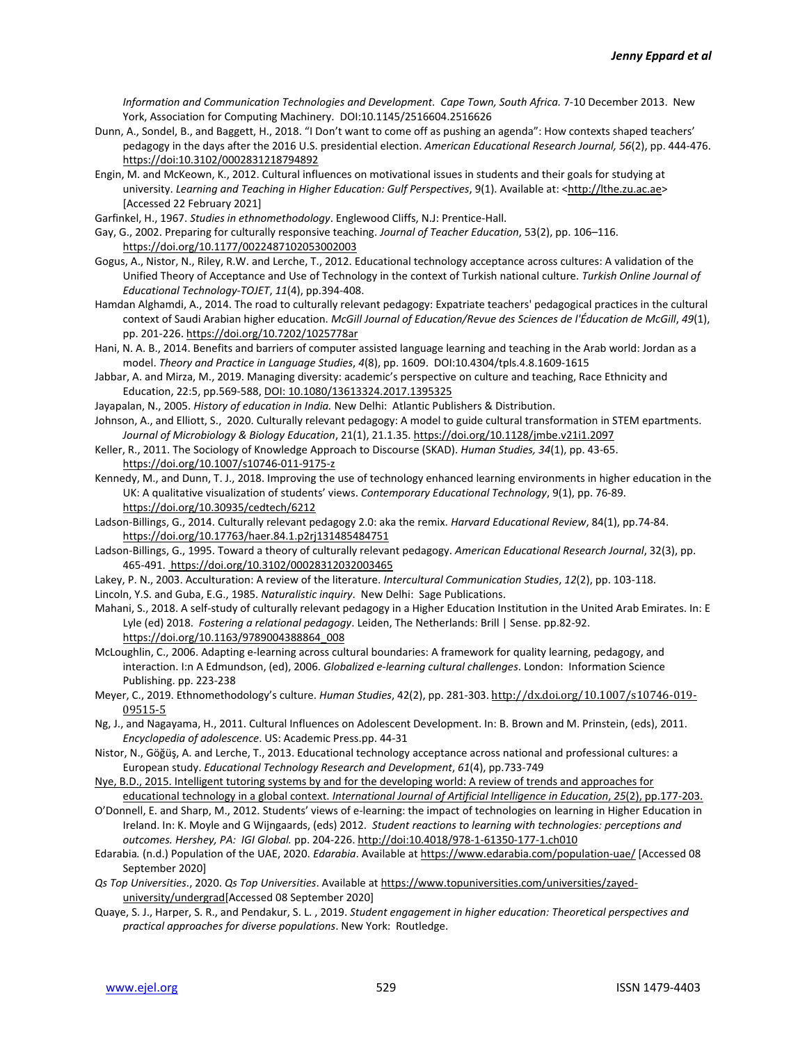*Information and Communication Technologies and Development. Cape Town, South Africa.* 7-10 December 2013. New York, Association for Computing Machinery. DOI:10.1145/2516604.2516626

Dunn, A., Sondel, B., and Baggett, H., 2018. "I Don't want to come off as pushing an agenda": How contexts shaped teachers' pedagogy in the days after the 2016 U.S. presidential election. *American Educational Research Journal, 56*(2), pp. 444-476. https://doi:10.3102/0002831218794892

Engin, M. and McKeown, K., 2012. Cultural influences on motivational issues in students and their goals for studying at university. *Learning and Teaching in Higher Education: Gulf Perspectives*, 9(1). Available at: <http://lthe.zu.ac.ae> [Accessed 22 February 2021]

Garfinkel, H., 1967. *Studies in ethnomethodology*. Englewood Cliffs, N.J: Prentice-Hall.

Gay, G., 2002. Preparing for culturally responsive teaching. *Journal of Teacher Education*, 53(2), pp. 106–116. https://doi.org/10.1177/0022487102053002003

Gogus, A., Nistor, N., Riley, R.W. and Lerche, T., 2012. Educational technology acceptance across cultures: A validation of the Unified Theory of Acceptance and Use of Technology in the context of Turkish national culture. *Turkish Online Journal of Educational Technology-TOJET*, *11*(4), pp.394-408.

Hamdan Alghamdi, A., 2014. The road to culturally relevant pedagogy: Expatriate teachers' pedagogical practices in the cultural context of Saudi Arabian higher education. *McGill Journal of Education/Revue des Sciences de l'Éducation de McGill*, *49*(1), pp. 201-226. https://doi.org/10.7202/1025778ar

Hani, N. A. B., 2014. Benefits and barriers of computer assisted language learning and teaching in the Arab world: Jordan as a model. *Theory and Practice in Language Studies*, *4*(8), pp. 1609. DOI:10.4304/tpls.4.8.1609-1615

Jabbar, A. and Mirza, M., 2019. Managing diversity: academic's perspective on culture and teaching, Race Ethnicity and Education, 22:5, pp.569-588, DOI: 10.1080/13613324.2017.1395325

Jayapalan, N., 2005. *History of education in India.* New Delhi: Atlantic Publishers & Distribution.

Johnson, A., and Elliott, S., 2020. Culturally relevant pedagogy: A model to guide cultural transformation in STEM epartments. *Journal of Microbiology & Biology Education*, 21(1), 21.1.35. https://doi.org/10.1128/jmbe.v21i1.2097

Keller, R., 2011. The Sociology of Knowledge Approach to Discourse (SKAD). *Human Studies, 34*(1), pp. 43-65. https://doi.org/10.1007/s10746-011-9175-z

Kennedy, M., and Dunn, T. J., 2018. Improving the use of technology enhanced learning environments in higher education in the UK: A qualitative visualization of students' views. *Contemporary Educational Technology*, 9(1), pp. 76-89. https://doi.org/10.30935/cedtech/6212

Ladson-Billings, G., 2014. Culturally relevant pedagogy 2.0: aka the remix. *Harvard Educational Review*, 84(1), pp.74-84. https://doi.org/10.17763/haer.84.1.p2rj131485484751

Ladson-Billings, G., 1995. Toward a theory of culturally relevant pedagogy. *American Educational Research Journal*, 32(3), pp. 465-491. https://doi.org/10.3102/00028312032003465

Lakey, P. N., 2003. Acculturation: A review of the literature. *Intercultural Communication Studies*, *12*(2), pp. 103-118.

Lincoln, Y.S. and Guba, E.G., 1985. *Naturalistic inquiry*. New Delhi: Sage Publications.

Mahani, S., 2018. A self-study of culturally relevant pedagogy in a Higher Education Institution in the United Arab Emirates. In: E Lyle (ed) 2018. *Fostering a relational pedagogy*. Leiden, The Netherlands: Brill | Sense. pp.82-92. https://doi.org/10.1163/9789004388864_008

McLoughlin, C., 2006. Adapting e-learning across cultural boundaries: A framework for quality learning, pedagogy, and interaction. I:n A Edmundson, (ed), 2006. *Globalized e-learning cultural challenges*. London: Information Science Publishing. pp. 223-238

Meyer, C., 2019. Ethnomethodology's culture. *Human Studies*, 42(2), pp. 281-303. http://dx.doi.org/10.1007/s10746-019-09515-5

Ng, J., and Nagayama, H., 2011. Cultural Influences on Adolescent Development. In: B. Brown and M. Prinstein, (eds), 2011. *Encyclopedia of adolescence*. US: Academic Press.pp. 44-31

Nistor, N., Göğüş, A. and Lerche, T., 2013. Educational technology acceptance across national and professional cultures: a European study. *Educational Technology Research and Development*, *61*(4), pp.733-749

Nye, B.D., 2015. Intelligent tutoring systems by and for the developing world: A review of trends and approaches for educational technology in a global context. *International Journal of Artificial Intelligence in Education*, *25*(2), pp.177-203.

O'Donnell, E. and Sharp, M., 2012. Students' views of e-learning: the impact of technologies on learning in Higher Education in Ireland. In: K. Moyle and G Wijngaards, (eds) 2012. *Student reactions to learning with technologies: perceptions and outcomes. Hershey, PA: IGI Global.* pp. 204-226. http://doi:10.4018/978-1-61350-177-1.ch010

Edarabia. (n.d.) Population of the UAE, 2020. *Edarabia*. Available at https://www.edarabia.com/population-uae/ [Accessed 08 September 2020]

*Qs Top Universities*., 2020. *Qs Top Universities*. Available at https://www.topuniversities.com/universities/zayed-university/undergrad[Accessed 08 September 2020]

Quaye, S. J., Harper, S. R., and Pendakur, S. L. , 2019. *Student engagement in higher education: Theoretical perspectives and practical approaches for diverse populations*. New York: Routledge.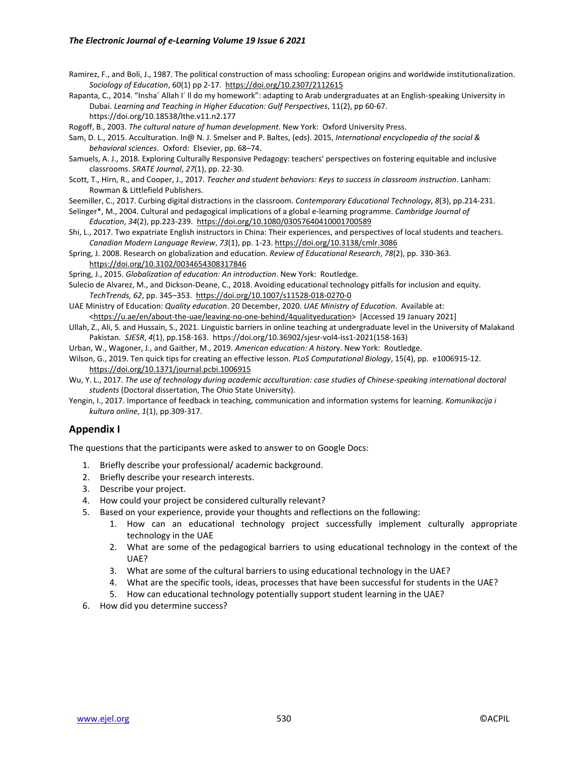Ramirez, F., and Boli, J., 1987. The political construction of mass schooling: European origins and worldwide institutionalization. *Sociology of Education*, 60(1) pp 2-17. https://doi.org/10.2307/2112615

Rapanta, C., 2014. "Insha´ Allah I´ ll do my homework": adapting to Arab undergraduates at an English-speaking University in Dubai. *Learning and Teaching in Higher Education: Gulf Perspectives*, 11(2), pp 60-67. https://doi.org/10.18538/lthe.v11.n2.177

Rogoff, B., 2003. *The cultural nature of human development*. New York: Oxford University Press.

Sam, D. L., 2015. Acculturation. In@ N. J. Smelser and P. Baltes, (eds). 2015, *International encyclopedia of the social & behavioral sciences*. Oxford: Elsevier, pp. 68–74.

Samuels, A. J., 2018. Exploring Culturally Responsive Pedagogy: teachers' perspectives on fostering equitable and inclusive classrooms. *SRATE Journal*, *27*(1), pp. 22-30.

Scott, T., Hirn, R., and Cooper, J., 2017. *Teacher and student behaviors: Keys to success in classroom instruction*. Lanham: Rowman & Littlefield Publishers.

Seemiller, C., 2017. Curbing digital distractions in the classroom. *Contemporary Educational Technology*, *8*(3), pp.214-231.

Selinger*, M., 2004. Cultural and pedagogical implications of a global e-learning programme. *Cambridge Journal of Education*, *34*(2), pp.223-239. https://doi.org/10.1080/03057640410001700589

Shi, L., 2017. Two expatriate English instructors in China: Their experiences, and perspectives of local students and teachers. *Canadian Modern Language Review*, *73*(1), pp. 1-23. https://doi.org/10.3138/cmlr.3086

Spring, J. 2008. Research on globalization and education. *Review of Educational Research*, *78*(2), pp. 330-363. https://doi.org/10.3102/0034654308317846

Spring, J., 2015. *Globalization of education: An introduction*. New York: Routledge.

Sulecio de Alvarez, M., and Dickson-Deane, C., 2018. Avoiding educational technology pitfalls for inclusion and equity. *TechTrends, 62*, pp. 345–353. https://doi.org/10.1007/s11528-018-0270-0

UAE Ministry of Education: *Quality education*. 20 December, 2020. *UAE Ministry of Education*. Available at: <https://u.ae/en/about-the-uae/leaving-no-one-behind/4qualityeducation> [Accessed 19 January 2021]

Ullah, Z., Ali, S. and Hussain, S., 2021. Linguistic barriers in online teaching at undergraduate level in the University of Malakand Pakistan. *SJESR*, *4*(1), pp.158-163. https://doi.org/10.36902/sjesr-vol4-iss1-2021(158-163)

Urban, W., Wagoner, J., and Gaither, M., 2019. *American education: A history*. New York: Routledge.

Wilson, G., 2019. Ten quick tips for creating an effective lesson. *PLoS Computational Biology*, 15(4), pp. e1006915-12. https://doi.org/10.1371/journal.pcbi.1006915

Wu, Y. L., 2017. *The use of technology during academic acculturation: case studies of Chinese-speaking international doctoral students* (Doctoral dissertation, The Ohio State University).

Yengin, I., 2017. Importance of feedback in teaching, communication and information systems for learning. *Komunikacija i kultura online*, *1*(1), pp.309-317.

## Appendix I

The questions that the participants were asked to answer to on Google Docs:

1. Briefly describe your professional/ academic background.
2. Briefly describe your research interests.
3. Describe your project.
4. How could your project be considered culturally relevant?
5. Based on your experience, provide your thoughts and reflections on the following:
   1. How can an educational technology project successfully implement culturally appropriate technology in the UAE
   2. What are some of the pedagogical barriers to using educational technology in the context of the UAE?
   3. What are some of the cultural barriers to using educational technology in the UAE?
   4. What are the specific tools, ideas, processes that have been successful for students in the UAE?
   5. How can educational technology potentially support student learning in the UAE?
6. How did you determine success?